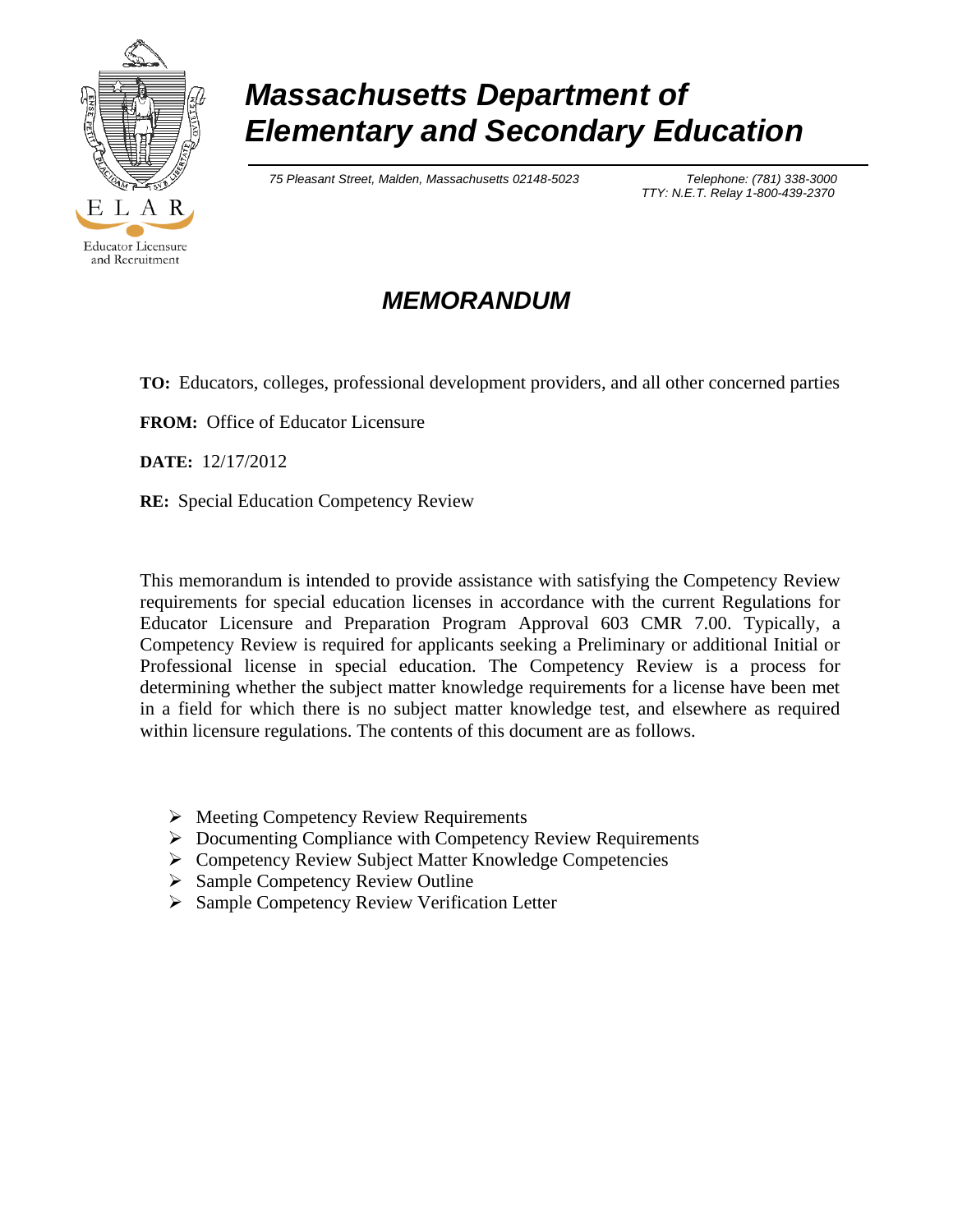ELAR

Educator Licensure and Recruitment

# *Massachusetts Department of Elementary and Secondary Education*

*75 Pleasant Street, Malden, Massachusetts 02148-5023*

*Telephone: (781) 338-3000*
*TTY: N.E.T. Relay 1-800-439-2370*

## *MEMORANDUM*

**TO:** Educators, colleges, professional development providers, and all other concerned parties

**FROM:** Office of Educator Licensure

**DATE:** 12/17/2012

**RE:** Special Education Competency Review

This memorandum is intended to provide assistance with satisfying the Competency Review requirements for special education licenses in accordance with the current Regulations for Educator Licensure and Preparation Program Approval 603 CMR 7.00. Typically, a Competency Review is required for applicants seeking a Preliminary or additional Initial or Professional license in special education. The Competency Review is a process for determining whether the subject matter knowledge requirements for a license have been met in a field for which there is no subject matter knowledge test, and elsewhere as required within licensure regulations. The contents of this document are as follows.

- Meeting Competency Review Requirements
- Documenting Compliance with Competency Review Requirements
- Competency Review Subject Matter Knowledge Competencies
- Sample Competency Review Outline
- Sample Competency Review Verification Letter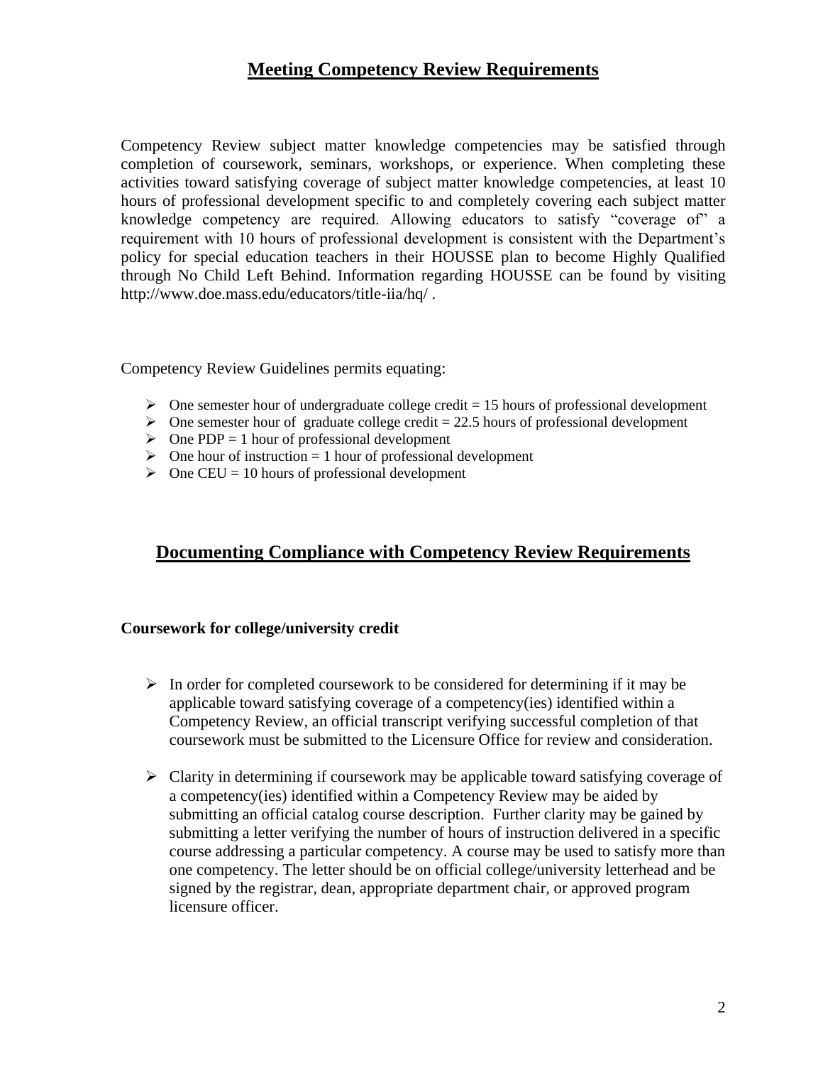## Meeting Competency Review Requirements

Competency Review subject matter knowledge competencies may be satisfied through completion of coursework, seminars, workshops, or experience. When completing these activities toward satisfying coverage of subject matter knowledge competencies, at least 10 hours of professional development specific to and completely covering each subject matter knowledge competency are required. Allowing educators to satisfy "coverage of" a requirement with 10 hours of professional development is consistent with the Department's policy for special education teachers in their HOUSSE plan to become Highly Qualified through No Child Left Behind. Information regarding HOUSSE can be found by visiting http://www.doe.mass.edu/educators/title-iia/hq/ .

Competency Review Guidelines permits equating:

- One semester hour of undergraduate college credit = 15 hours of professional development
- One semester hour of graduate college credit = 22.5 hours of professional development
- One PDP = 1 hour of professional development
- One hour of instruction = 1 hour of professional development
- One CEU = 10 hours of professional development

## Documenting Compliance with Competency Review Requirements

### Coursework for college/university credit

- In order for completed coursework to be considered for determining if it may be applicable toward satisfying coverage of a competency(ies) identified within a Competency Review, an official transcript verifying successful completion of that coursework must be submitted to the Licensure Office for review and consideration.

- Clarity in determining if coursework may be applicable toward satisfying coverage of a competency(ies) identified within a Competency Review may be aided by submitting an official catalog course description. Further clarity may be gained by submitting a letter verifying the number of hours of instruction delivered in a specific course addressing a particular competency. A course may be used to satisfy more than one competency. The letter should be on official college/university letterhead and be signed by the registrar, dean, appropriate department chair, or approved program licensure officer.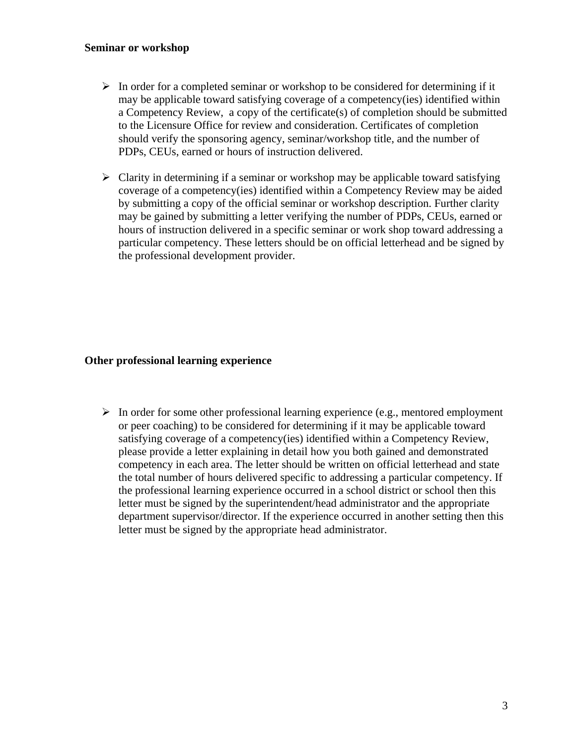**Seminar or workshop**

- In order for a completed seminar or workshop to be considered for determining if it may be applicable toward satisfying coverage of a competency(ies) identified within a Competency Review, a copy of the certificate(s) of completion should be submitted to the Licensure Office for review and consideration. Certificates of completion should verify the sponsoring agency, seminar/workshop title, and the number of PDPs, CEUs, earned or hours of instruction delivered.

- Clarity in determining if a seminar or workshop may be applicable toward satisfying coverage of a competency(ies) identified within a Competency Review may be aided by submitting a copy of the official seminar or workshop description. Further clarity may be gained by submitting a letter verifying the number of PDPs, CEUs, earned or hours of instruction delivered in a specific seminar or work shop toward addressing a particular competency. These letters should be on official letterhead and be signed by the professional development provider.

**Other professional learning experience**

- In order for some other professional learning experience (e.g., mentored employment or peer coaching) to be considered for determining if it may be applicable toward satisfying coverage of a competency(ies) identified within a Competency Review, please provide a letter explaining in detail how you both gained and demonstrated competency in each area. The letter should be written on official letterhead and state the total number of hours delivered specific to addressing a particular competency. If the professional learning experience occurred in a school district or school then this letter must be signed by the superintendent/head administrator and the appropriate department supervisor/director. If the experience occurred in another setting then this letter must be signed by the appropriate head administrator.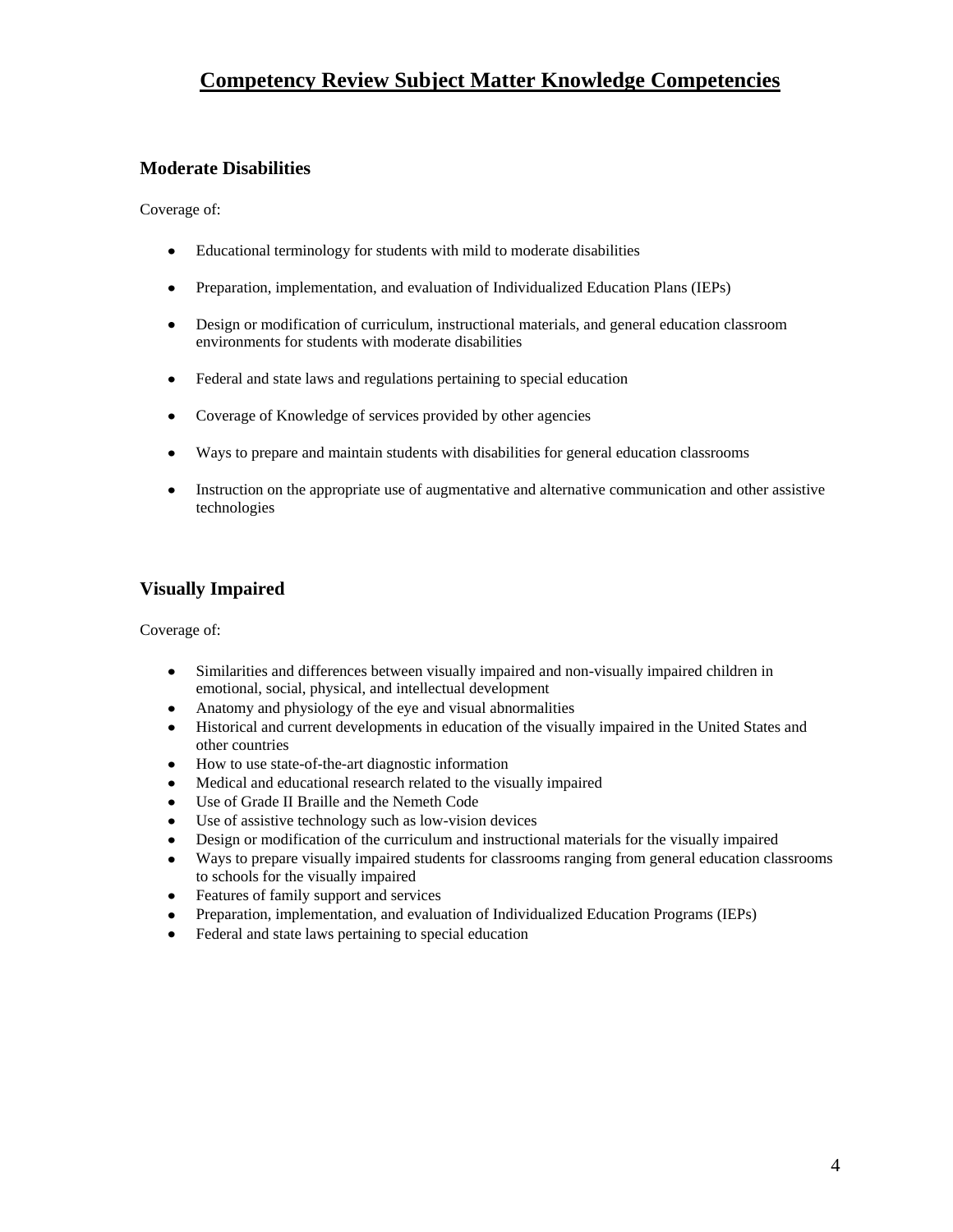# Competency Review Subject Matter Knowledge Competencies

## Moderate Disabilities

Coverage of:

- Educational terminology for students with mild to moderate disabilities
- Preparation, implementation, and evaluation of Individualized Education Plans (IEPs)
- Design or modification of curriculum, instructional materials, and general education classroom environments for students with moderate disabilities
- Federal and state laws and regulations pertaining to special education
- Coverage of Knowledge of services provided by other agencies
- Ways to prepare and maintain students with disabilities for general education classrooms
- Instruction on the appropriate use of augmentative and alternative communication and other assistive technologies

## Visually Impaired

Coverage of:

- Similarities and differences between visually impaired and non-visually impaired children in emotional, social, physical, and intellectual development
- Anatomy and physiology of the eye and visual abnormalities
- Historical and current developments in education of the visually impaired in the United States and other countries
- How to use state-of-the-art diagnostic information
- Medical and educational research related to the visually impaired
- Use of Grade II Braille and the Nemeth Code
- Use of assistive technology such as low-vision devices
- Design or modification of the curriculum and instructional materials for the visually impaired
- Ways to prepare visually impaired students for classrooms ranging from general education classrooms to schools for the visually impaired
- Features of family support and services
- Preparation, implementation, and evaluation of Individualized Education Programs (IEPs)
- Federal and state laws pertaining to special education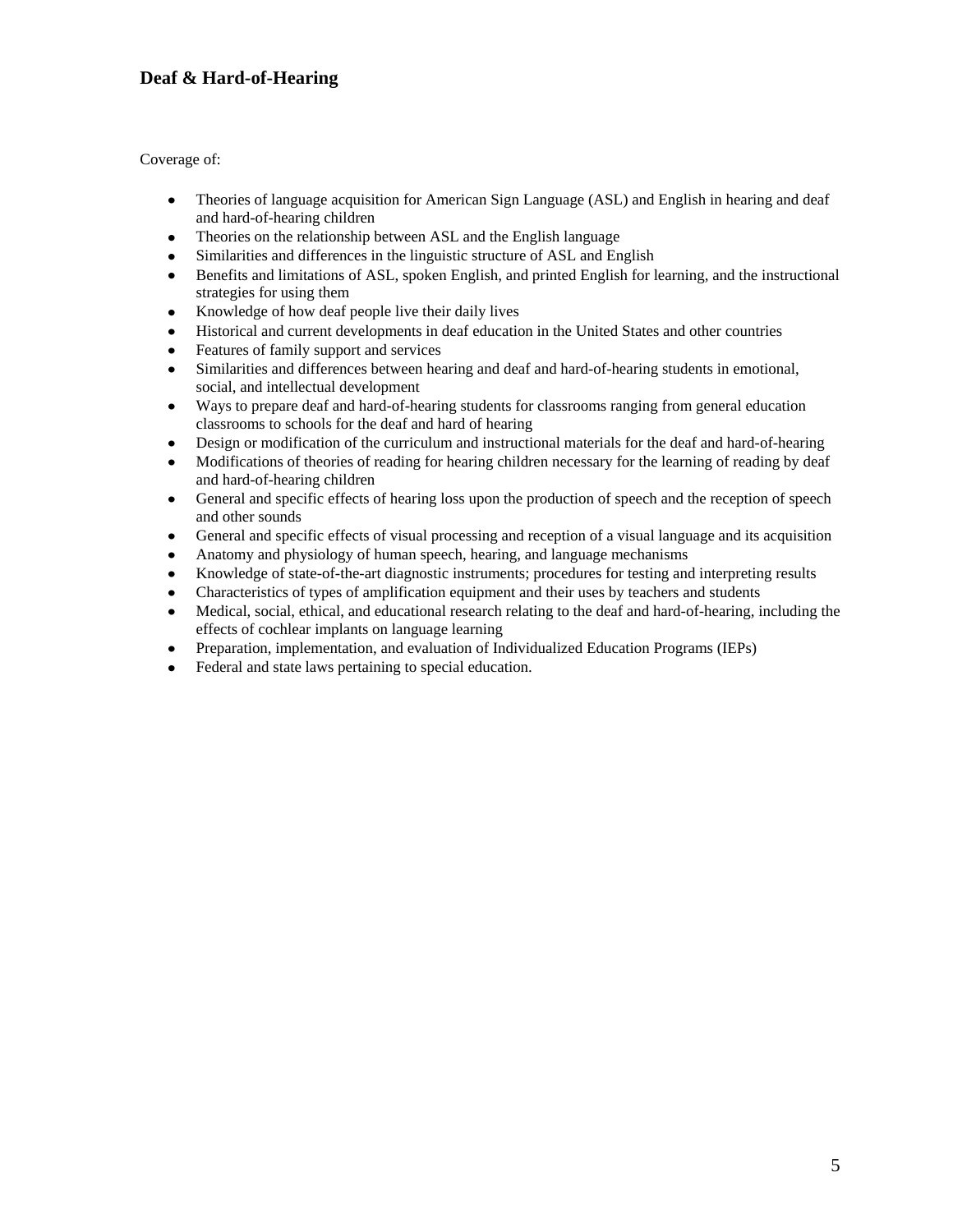## Deaf & Hard-of-Hearing

Coverage of:

- Theories of language acquisition for American Sign Language (ASL) and English in hearing and deaf and hard-of-hearing children
- Theories on the relationship between ASL and the English language
- Similarities and differences in the linguistic structure of ASL and English
- Benefits and limitations of ASL, spoken English, and printed English for learning, and the instructional strategies for using them
- Knowledge of how deaf people live their daily lives
- Historical and current developments in deaf education in the United States and other countries
- Features of family support and services
- Similarities and differences between hearing and deaf and hard-of-hearing students in emotional, social, and intellectual development
- Ways to prepare deaf and hard-of-hearing students for classrooms ranging from general education classrooms to schools for the deaf and hard of hearing
- Design or modification of the curriculum and instructional materials for the deaf and hard-of-hearing
- Modifications of theories of reading for hearing children necessary for the learning of reading by deaf and hard-of-hearing children
- General and specific effects of hearing loss upon the production of speech and the reception of speech and other sounds
- General and specific effects of visual processing and reception of a visual language and its acquisition
- Anatomy and physiology of human speech, hearing, and language mechanisms
- Knowledge of state-of-the-art diagnostic instruments; procedures for testing and interpreting results
- Characteristics of types of amplification equipment and their uses by teachers and students
- Medical, social, ethical, and educational research relating to the deaf and hard-of-hearing, including the effects of cochlear implants on language learning
- Preparation, implementation, and evaluation of Individualized Education Programs (IEPs)
- Federal and state laws pertaining to special education.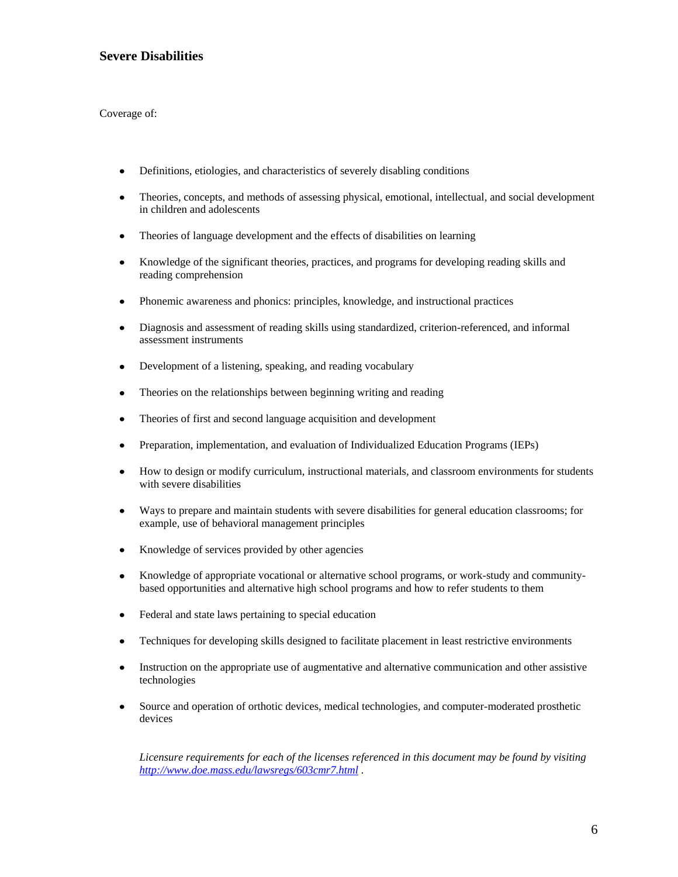## Severe Disabilities

Coverage of:

- Definitions, etiologies, and characteristics of severely disabling conditions
- Theories, concepts, and methods of assessing physical, emotional, intellectual, and social development in children and adolescents
- Theories of language development and the effects of disabilities on learning
- Knowledge of the significant theories, practices, and programs for developing reading skills and reading comprehension
- Phonemic awareness and phonics: principles, knowledge, and instructional practices
- Diagnosis and assessment of reading skills using standardized, criterion-referenced, and informal assessment instruments
- Development of a listening, speaking, and reading vocabulary
- Theories on the relationships between beginning writing and reading
- Theories of first and second language acquisition and development
- Preparation, implementation, and evaluation of Individualized Education Programs (IEPs)
- How to design or modify curriculum, instructional materials, and classroom environments for students with severe disabilities
- Ways to prepare and maintain students with severe disabilities for general education classrooms; for example, use of behavioral management principles
- Knowledge of services provided by other agencies
- Knowledge of appropriate vocational or alternative school programs, or work-study and community-based opportunities and alternative high school programs and how to refer students to them
- Federal and state laws pertaining to special education
- Techniques for developing skills designed to facilitate placement in least restrictive environments
- Instruction on the appropriate use of augmentative and alternative communication and other assistive technologies
- Source and operation of orthotic devices, medical technologies, and computer-moderated prosthetic devices

*Licensure requirements for each of the licenses referenced in this document may be found by visiting [http://www.doe.mass.edu/lawsregs/603cmr7.html](http://www.doe.mass.edu/lawsregs/603cmr7.html) .*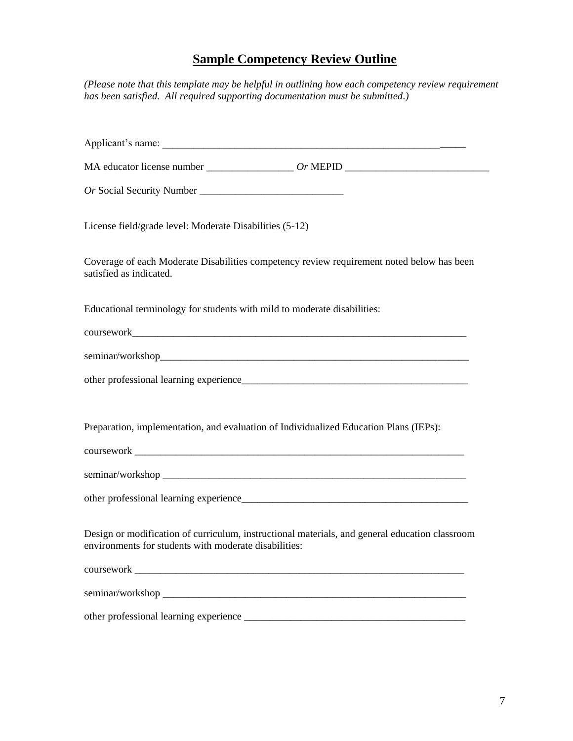## **Sample Competency Review Outline**

*(Please note that this template may be helpful in outlining how each competency review requirement has been satisfied. All required supporting documentation must be submitted.)*

Applicant's name: ____________________________________________________________

MA educator license number _________________ *Or* MEPID ____________________________

*Or* Social Security Number ____________________________

License field/grade level: Moderate Disabilities (5-12)

Coverage of each Moderate Disabilities competency review requirement noted below has been satisfied as indicated.

Educational terminology for students with mild to moderate disabilities:

coursework______________________________________________________________________

seminar/workshop_________________________________________________________________

other professional learning experience______________________________________________

Preparation, implementation, and evaluation of Individualized Education Plans (IEPs):

coursework _____________________________________________________________________

seminar/workshop ________________________________________________________________

other professional learning experience______________________________________________

Design or modification of curriculum, instructional materials, and general education classroom environments for students with moderate disabilities:

coursework _____________________________________________________________________

seminar/workshop ________________________________________________________________

other professional learning experience _____________________________________________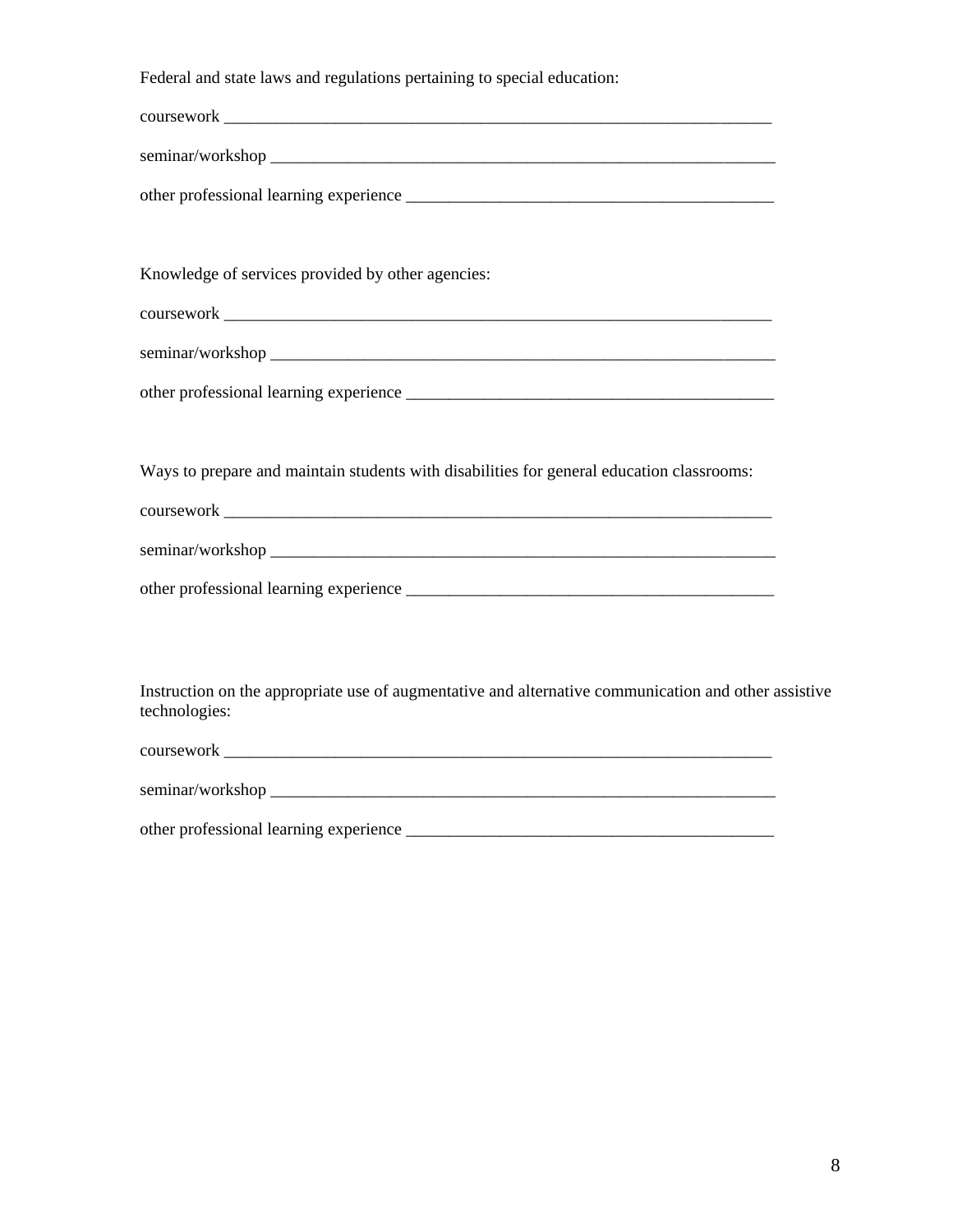Federal and state laws and regulations pertaining to special education:

coursework ___________________________________________________________________

seminar/workshop _____________________________________________________________

other professional learning experience ___________________________________________

Knowledge of services provided by other agencies:

coursework ___________________________________________________________________

seminar/workshop _____________________________________________________________

other professional learning experience ___________________________________________

Ways to prepare and maintain students with disabilities for general education classrooms:

coursework ___________________________________________________________________

seminar/workshop _____________________________________________________________

other professional learning experience ___________________________________________

Instruction on the appropriate use of augmentative and alternative communication and other assistive technologies:

coursework ___________________________________________________________________

seminar/workshop _____________________________________________________________

other professional learning experience ___________________________________________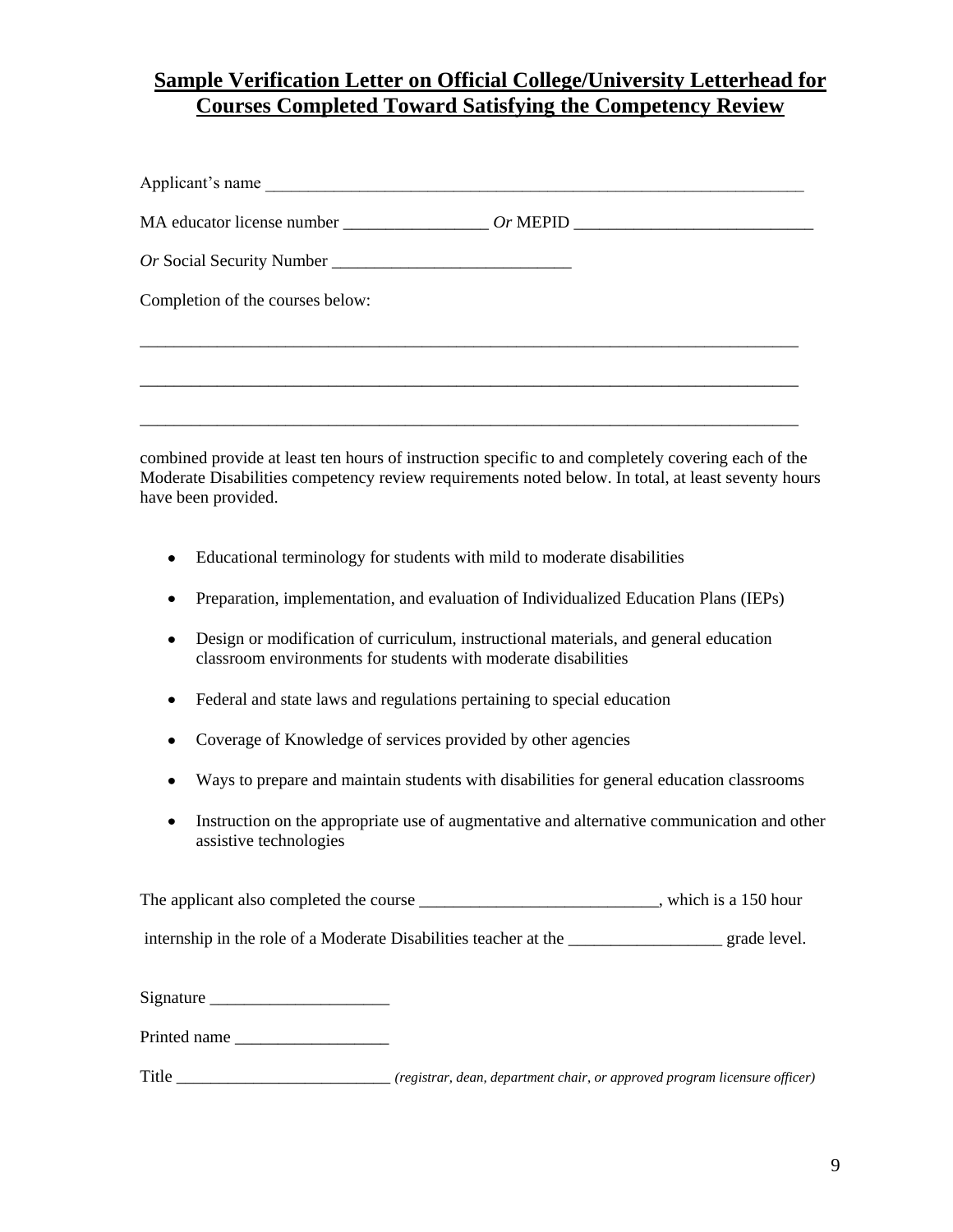## **Sample Verification Letter on Official College/University Letterhead for Courses Completed Toward Satisfying the Competency Review**

Applicant's name ____________________________________________________________

MA educator license number ________________ *Or* MEPID ___________________________

*Or* Social Security Number ___________________________

Completion of the courses below:

___________________________________________________________________________

___________________________________________________________________________

___________________________________________________________________________

combined provide at least ten hours of instruction specific to and completely covering each of the Moderate Disabilities competency review requirements noted below. In total, at least seventy hours have been provided.

- Educational terminology for students with mild to moderate disabilities
- Preparation, implementation, and evaluation of Individualized Education Plans (IEPs)
- Design or modification of curriculum, instructional materials, and general education classroom environments for students with moderate disabilities
- Federal and state laws and regulations pertaining to special education
- Coverage of Knowledge of services provided by other agencies
- Ways to prepare and maintain students with disabilities for general education classrooms
- Instruction on the appropriate use of augmentative and alternative communication and other assistive technologies

The applicant also completed the course ___________________________, which is a 150 hour

internship in the role of a Moderate Disabilities teacher at the _________________ grade level.

Signature ____________________

Printed name _________________

Title _________________________ *(registrar, dean, department chair, or approved program licensure officer)*